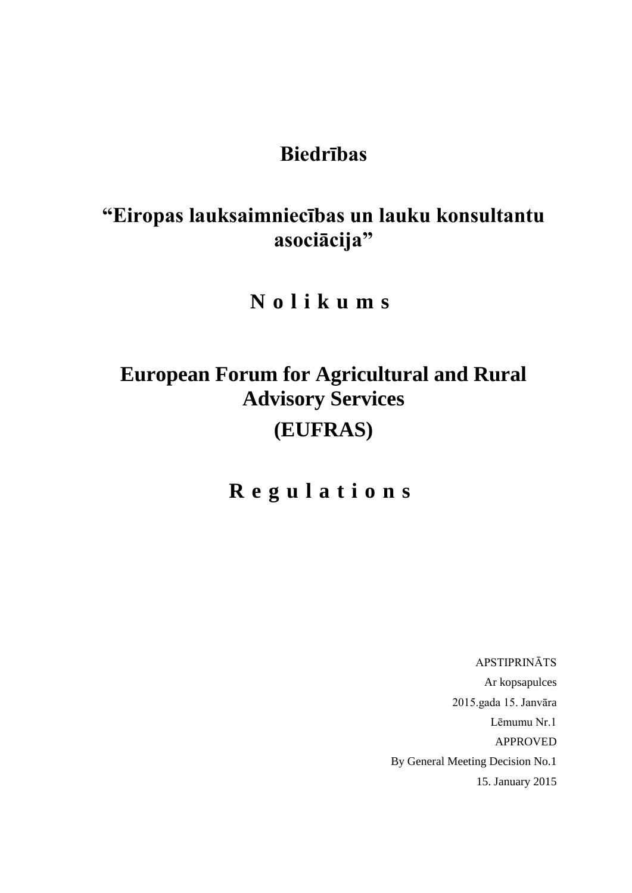# Biedrības

# "Eiropas lauksaimniecības un lauku konsultantu asociācija"

# N o l i k u m s

# European Forum for Agricultural and Rural Advisory Services

# (EUFRAS)

# R e g u l a t i o n s

APSTIPRINĀTS  
Ar kopsapulces  
2015.gada 15. Janvāra  
Lēmumu Nr.1  
APPROVED  
By General Meeting Decision No.1  
15. January 2015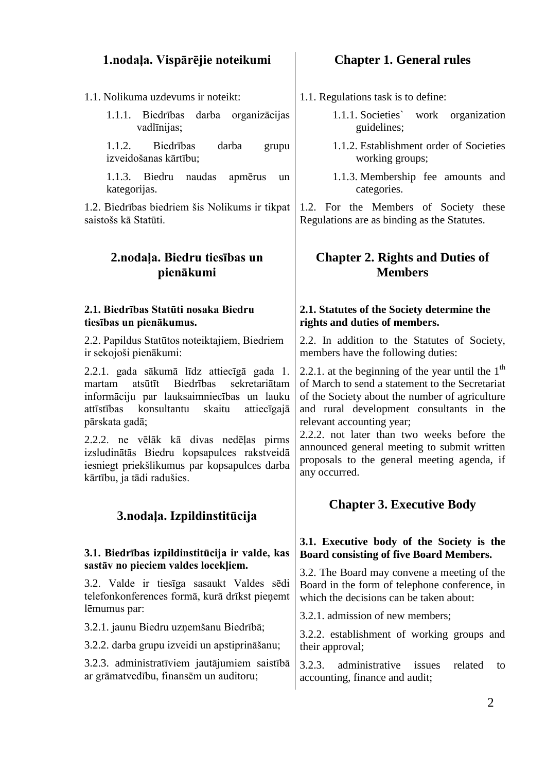## 1.nodaļa. Vispārējie noteikumi

1.1. Nolikuma uzdevums ir noteikt:

1.1.1. Biedrības darba organizācijas vadlīnijas;

1.1.2. Biedrības darba grupu izveidošanas kārtību;

1.1.3. Biedru naudas apmērus un kategorijas.

1.2. Biedrības biedriem šis Nolikums ir tikpat saistošs kā Statūti.

## 2.nodaļa. Biedru tiesības un pienākumi

**2.1. Biedrības Statūti nosaka Biedru tiesības un pienākumus.**

2.2. Papildus Statūtos noteiktajiem, Biedriem ir sekojoši pienākumi:

2.2.1. gada sākumā līdz attiecīgā gada 1. martam atsūtīt Biedrības sekretariātam informāciju par lauksaimniecības un lauku attīstības konsultantu skaitu attiecīgajā pārskata gadā;

2.2.2. ne vēlāk kā divas nedēļas pirms izsludinātās Biedru kopsapulces rakstveidā iesniegt priekšlikumus par kopsapulces darba kārtību, ja tādi radušies.

## 3.nodaļa. Izpildinstitūcija

**3.1. Biedrības izpildinstitūcija ir valde, kas sastāv no pieciem valdes locekļiem.**

3.2. Valde ir tiesīga sasaukt Valdes sēdi telefonkonferences formā, kurā drīkst pieņemt lēmumus par:

3.2.1. jaunu Biedru uzņemšanu Biedrībā;

3.2.2. darba grupu izveidi un apstiprināšanu;

3.2.3. administratīviem jautājumiem saistībā ar grāmatvedību, finansēm un auditoru;

## Chapter 1. General rules

1.1. Regulations task is to define:

1.1.1. Societies` work organization guidelines;

1.1.2. Establishment order of Societies working groups;

1.1.3. Membership fee amounts and categories.

1.2. For the Members of Society these Regulations are as binding as the Statutes.

## Chapter 2. Rights and Duties of Members

**2.1. Statutes of the Society determine the rights and duties of members.**

2.2. In addition to the Statutes of Society, members have the following duties:

2.2.1. at the beginning of the year until the 1[th] of March to send a statement to the Secretariat of the Society about the number of agriculture and rural development consultants in the relevant accounting year;

2.2.2. not later than two weeks before the announced general meeting to submit written proposals to the general meeting agenda, if any occurred.

## Chapter 3. Executive Body

**3.1. Executive body of the Society is the Board consisting of five Board Members.**

3.2. The Board may convene a meeting of the Board in the form of telephone conference, in which the decisions can be taken about:

3.2.1. admission of new members;

3.2.2. establishment of working groups and their approval;

3.2.3. administrative issues related to accounting, finance and audit;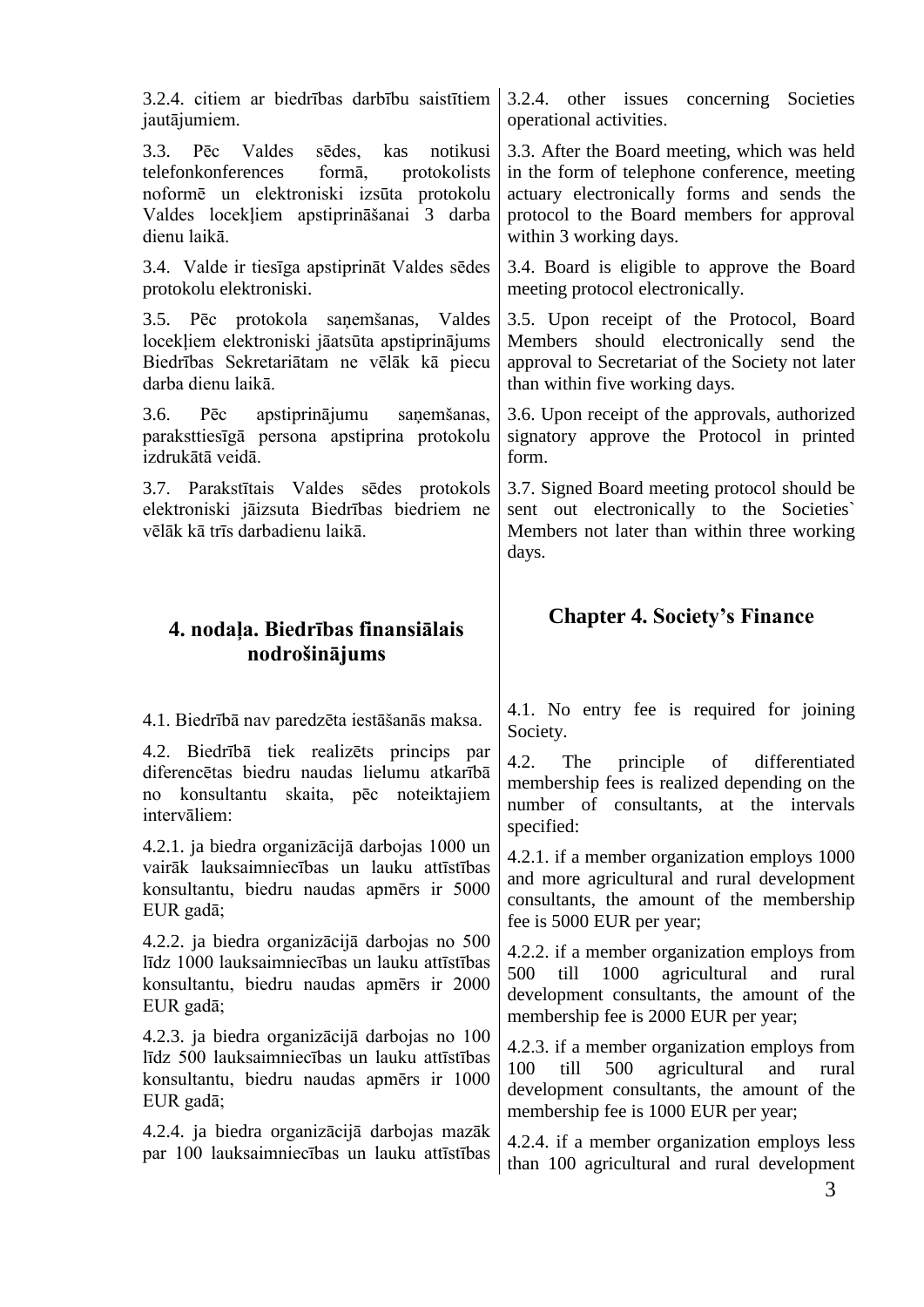| | |
|---|---|
| 3.2.4. citiem ar biedrības darbību saistītiem jautājumiem. | 3.2.4. other issues concerning Societies operational activities. |
| 3.3. Pēc Valdes sēdes, kas notikusi telefonkonferences formā, protokolists noformē un elektroniski izsūta protokolu Valdes locekļiem apstiprināšanai 3 darba dienu laikā. | 3.3. After the Board meeting, which was held in the form of telephone conference, meeting actuary electronically forms and sends the protocol to the Board members for approval within 3 working days. |
| 3.4. Valde ir tiesīga apstiprināt Valdes sēdes protokolu elektroniski. | 3.4. Board is eligible to approve the Board meeting protocol electronically. |
| 3.5. Pēc protokola saņemšanas, Valdes locekļiem elektroniski jāatsūta apstiprinājums Biedrības Sekretariātam ne vēlāk kā piecu darba dienu laikā. | 3.5. Upon receipt of the Protocol, Board Members should electronically send the approval to Secretariat of the Society not later than within five working days. |
| 3.6. Pēc apstiprinājumu saņemšanas, paraksttiesīgā persona apstiprina protokolu izdrukātā veidā. | 3.6. Upon receipt of the approvals, authorized signatory approve the Protocol in printed form. |
| 3.7. Parakstītais Valdes sēdes protokols elektroniski jāizsūta Biedrības biedriem ne vēlāk kā trīs darbadienu laikā. | 3.7. Signed Board meeting protocol should be sent out electronically to the Societies` Members not later than within three working days. |
| **4. nodaļa. Biedrības finansiālais nodrošinājums** | **Chapter 4. Society's Finance** |
| 4.1. Biedrībā nav paredzēta iestāšanās maksa. | 4.1. No entry fee is required for joining Society. |
| 4.2. Biedrībā tiek realizēts princips par diferencētas biedru naudas lielumu atkarībā no konsultantu skaita, pēc noteiktajiem intervāliem: | 4.2. The principle of differentiated membership fees is realized depending on the number of consultants, at the intervals specified: |
| 4.2.1. ja biedra organizācijā darbojas 1000 un vairāk lauksaimniecības un lauku attīstības konsultantu, biedru naudas apmērs ir 5000 EUR gadā; | 4.2.1. if a member organization employs 1000 and more agricultural and rural development consultants, the amount of the membership fee is 5000 EUR per year; |
| 4.2.2. ja biedra organizācijā darbojas no 500 līdz 1000 lauksaimniecības un lauku attīstības konsultantu, biedru naudas apmērs ir 2000 EUR gadā; | 4.2.2. if a member organization employs from 500 till 1000 agricultural and rural development consultants, the amount of the membership fee is 2000 EUR per year; |
| 4.2.3. ja biedra organizācijā darbojas no 100 līdz 500 lauksaimniecības un lauku attīstības konsultantu, biedru naudas apmērs ir 1000 EUR gadā; | 4.2.3. if a member organization employs from 100 till 500 agricultural and rural development consultants, the amount of the membership fee is 1000 EUR per year; |
| 4.2.4. ja biedra organizācijā darbojas mazāk par 100 lauksaimniecības un lauku attīstības | 4.2.4. if a member organization employs less than 100 agricultural and rural development |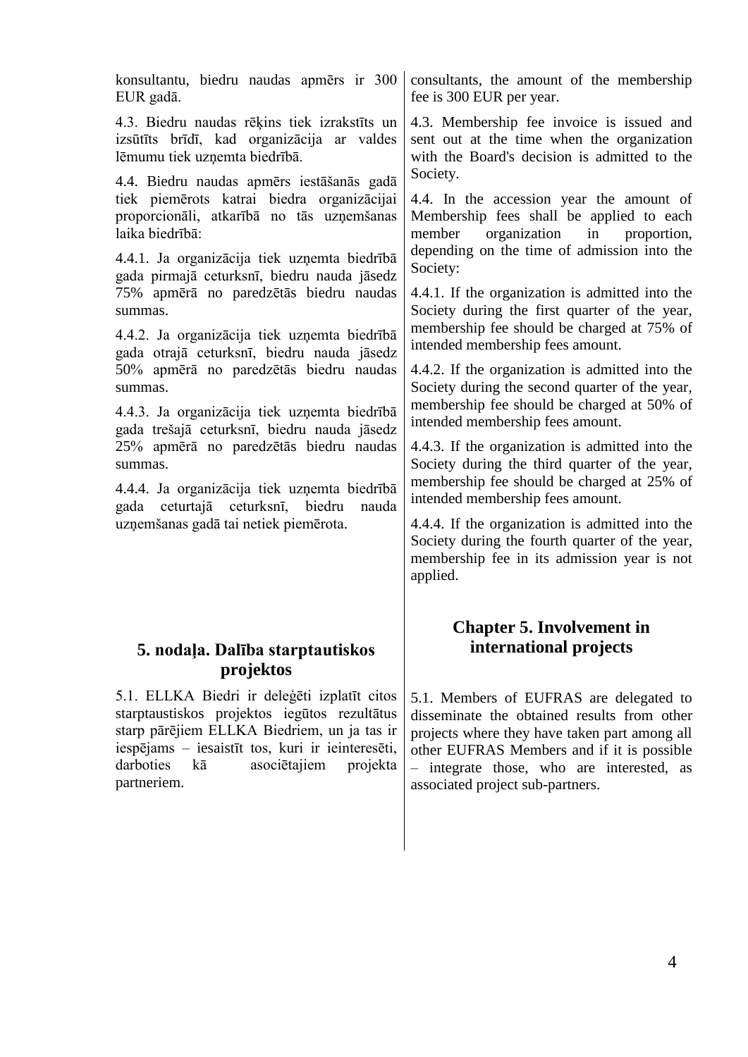konsultantu, biedru naudas apmērs ir 300 EUR gadā.

4.3. Biedru naudas rēķins tiek izrakstīts un izsūtīts brīdī, kad organizācija ar valdes lēmumu tiek uzņemta biedrībā.

4.4. Biedru naudas apmērs iestāšanās gadā tiek piemērots katrai biedra organizācijai proporcionāli, atkarībā no tās uzņemšanas laika biedrībā:

4.4.1. Ja organizācija tiek uzņemta biedrībā gada pirmajā ceturksnī, biedru nauda jāsedz 75% apmērā no paredzētās biedru naudas summas.

4.4.2. Ja organizācija tiek uzņemta biedrībā gada otrajā ceturksnī, biedru nauda jāsedz 50% apmērā no paredzētās biedru naudas summas.

4.4.3. Ja organizācija tiek uzņemta biedrībā gada trešajā ceturksnī, biedru nauda jāsedz 25% apmērā no paredzētās biedru naudas summas.

4.4.4. Ja organizācija tiek uzņemta biedrībā gada ceturtajā ceturksnī, biedru nauda uzņemšanas gadā tai netiek piemērota.

consultants, the amount of the membership fee is 300 EUR per year.

4.3. Membership fee invoice is issued and sent out at the time when the organization with the Board's decision is admitted to the Society.

4.4. In the accession year the amount of Membership fees shall be applied to each member organization in proportion, depending on the time of admission into the Society:

4.4.1. If the organization is admitted into the Society during the first quarter of the year, membership fee should be charged at 75% of intended membership fees amount.

4.4.2. If the organization is admitted into the Society during the second quarter of the year, membership fee should be charged at 50% of intended membership fees amount.

4.4.3. If the organization is admitted into the Society during the third quarter of the year, membership fee should be charged at 25% of intended membership fees amount.

4.4.4. If the organization is admitted into the Society during the fourth quarter of the year, membership fee in its admission year is not applied.

## 5. nodaļa. Dalība starptautiskos projektos

5.1. ELLKA Biedri ir deleģēti izplatīt citos starptaustiskos projektos iegūtos rezultātus starp pārējiem ELLKA Biedriem, un ja tas ir iespējams – iesaistīt tos, kuri ir ieinteresēti, darboties kā asociētajiem projekta partneriem.

## Chapter 5. Involvement in international projects

5.1. Members of EUFRAS are delegated to disseminate the obtained results from other projects where they have taken part among all other EUFRAS Members and if it is possible – integrate those, who are interested, as associated project sub-partners.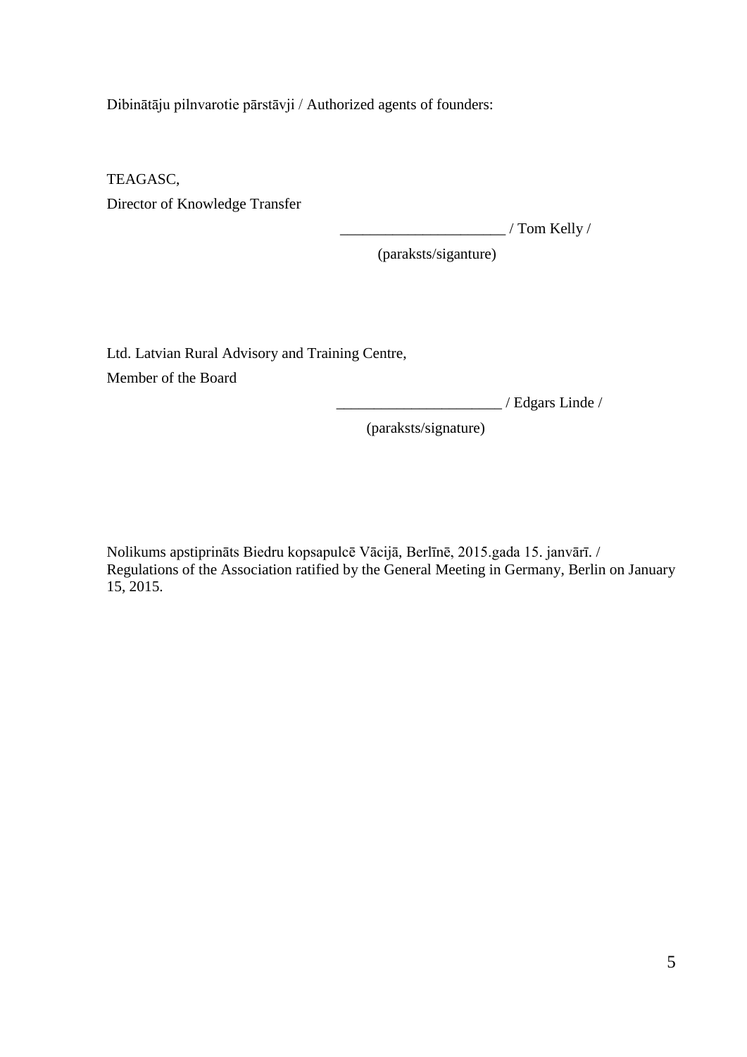Dibinātāju pilnvarotie pārstāvji / Authorized agents of founders:

TEAGASC,

Director of Knowledge Transfer

_____________________ / Tom Kelly /

(paraksts/siganture)

Ltd. Latvian Rural Advisory and Training Centre,

Member of the Board

_____________________ / Edgars Linde /

(paraksts/signature)

Nolikums apstiprināts Biedru kopsapulcē Vācijā, Berlīnē, 2015.gada 15. janvārī. / Regulations of the Association ratified by the General Meeting in Germany, Berlin on January 15, 2015.